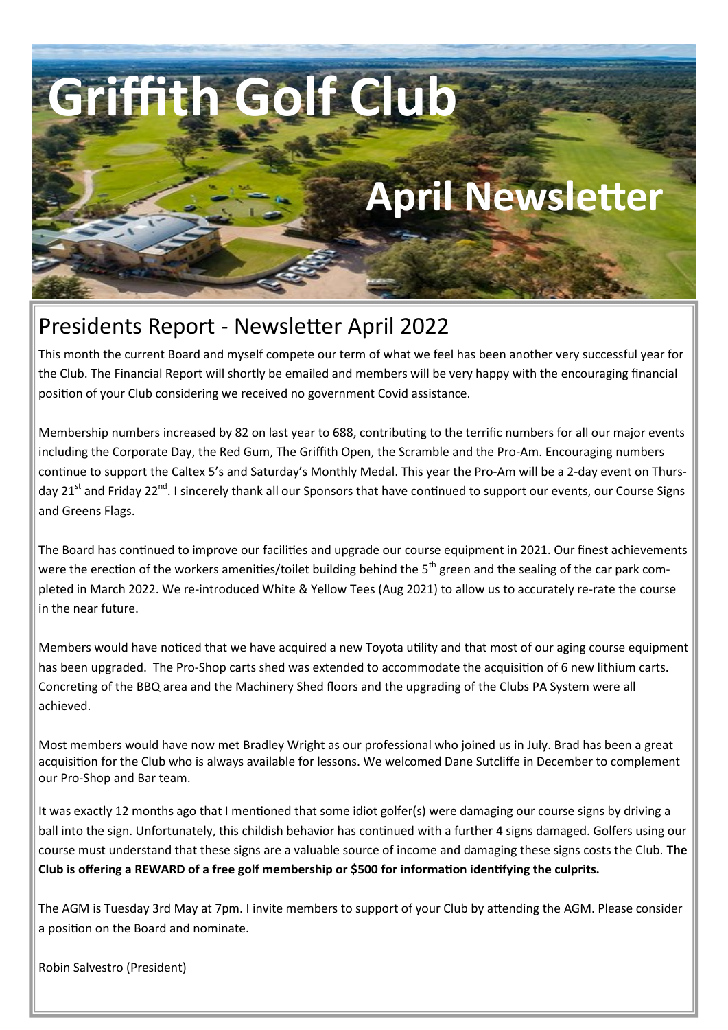# Griffith Golf Club

# April Newsletter

## Presidents Report - Newsletter April 2022

This month the current Board and myself compete our term of what we feel has been another very successful year for the Club. The Financial Report will shortly be emailed and members will be very happy with the encouraging financial position of your Club considering we received no government Covid assistance.

Membership numbers increased by 82 on last year to 688, contributing to the terrific numbers for all our major events including the Corporate Day, the Red Gum, The Griffith Open, the Scramble and the Pro-Am. Encouraging numbers continue to support the Caltex 5's and Saturday's Monthly Medal. This year the Pro-Am will be a 2-day event on Thursday 21st and Friday 22nd. I sincerely thank all our Sponsors that have continued to support our events, our Course Signs and Greens Flags.

The Board has continued to improve our facilities and upgrade our course equipment in 2021. Our finest achievements were the erection of the workers amenities/toilet building behind the 5th green and the sealing of the car park completed in March 2022. We re-introduced White & Yellow Tees (Aug 2021) to allow us to accurately re-rate the course in the near future.

Members would have noticed that we have acquired a new Toyota utility and that most of our aging course equipment has been upgraded. The Pro-Shop carts shed was extended to accommodate the acquisition of 6 new lithium carts. Concreting of the BBQ area and the Machinery Shed floors and the upgrading of the Clubs PA System were all achieved.

Most members would have now met Bradley Wright as our professional who joined us in July. Brad has been a great acquisition for the Club who is always available for lessons. We welcomed Dane Sutcliffe in December to complement our Pro-Shop and Bar team.

It was exactly 12 months ago that I mentioned that some idiot golfer(s) were damaging our course signs by driving a ball into the sign. Unfortunately, this childish behavior has continued with a further 4 signs damaged. Golfers using our course must understand that these signs are a valuable source of income and damaging these signs costs the Club. **The Club is offering a REWARD of a free golf membership or $500 for information identifying the culprits.**

The AGM is Tuesday 3rd May at 7pm. I invite members to support of your Club by attending the AGM. Please consider a position on the Board and nominate.

Robin Salvestro (President)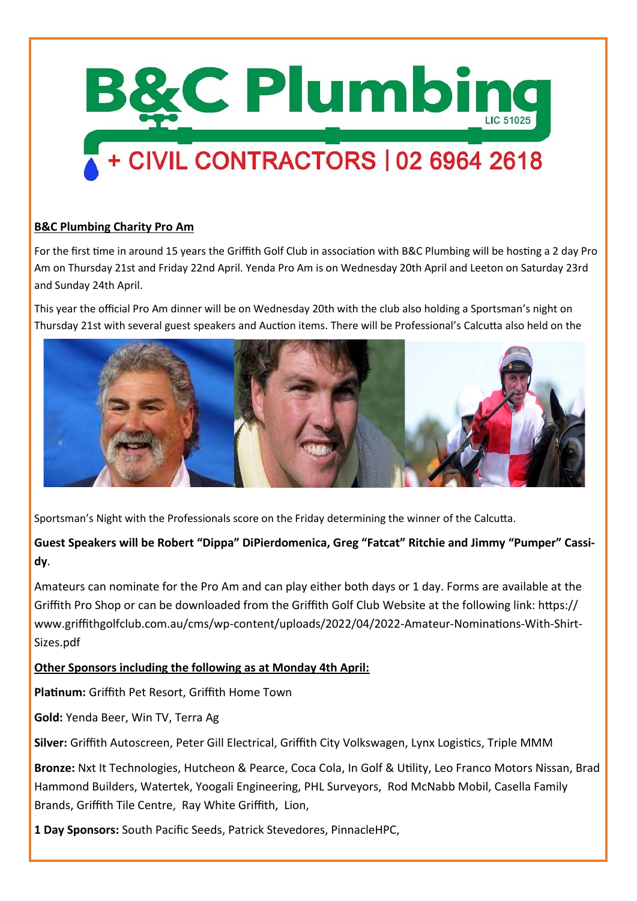# B&C Plumbing

LIC 51025

+ CIVIL CONTRACTORS | 02 6964 2618

**B&C Plumbing Charity Pro Am**

For the first time in around 15 years the Griffith Golf Club in association with B&C Plumbing will be hosting a 2 day Pro Am on Thursday 21st and Friday 22nd April. Yenda Pro Am is on Wednesday 20th April and Leeton on Saturday 23rd and Sunday 24th April.

This year the official Pro Am dinner will be on Wednesday 20th with the club also holding a Sportsman's night on Thursday 21st with several guest speakers and Auction items. There will be Professional's Calcutta also held on the Sportsman's Night with the Professionals score on the Friday determining the winner of the Calcutta.

**Guest Speakers will be Robert "Dippa" DiPierdomenica, Greg "Fatcat" Ritchie and Jimmy "Pumper" Cassidy**.

Amateurs can nominate for the Pro Am and can play either both days or 1 day. Forms are available at the Griffith Pro Shop or can be downloaded from the Griffith Golf Club Website at the following link: https://www.griffithgolfclub.com.au/cms/wp-content/uploads/2022/04/2022-Amateur-Nominations-With-Shirt-Sizes.pdf

**Other Sponsors including the following as at Monday 4th April:**

**Platinum:** Griffith Pet Resort, Griffith Home Town

**Gold:** Yenda Beer, Win TV, Terra Ag

**Silver:** Griffith Autoscreen, Peter Gill Electrical, Griffith City Volkswagen, Lynx Logistics, Triple MMM

**Bronze:** Nxt It Technologies, Hutcheon & Pearce, Coca Cola, In Golf & Utility, Leo Franco Motors Nissan, Brad Hammond Builders, Watertek, Yoogali Engineering, PHL Surveyors, Rod McNabb Mobil, Casella Family Brands, Griffith Tile Centre, Ray White Griffith, Lion,

**1 Day Sponsors:** South Pacific Seeds, Patrick Stevedores, PinnacleHPC,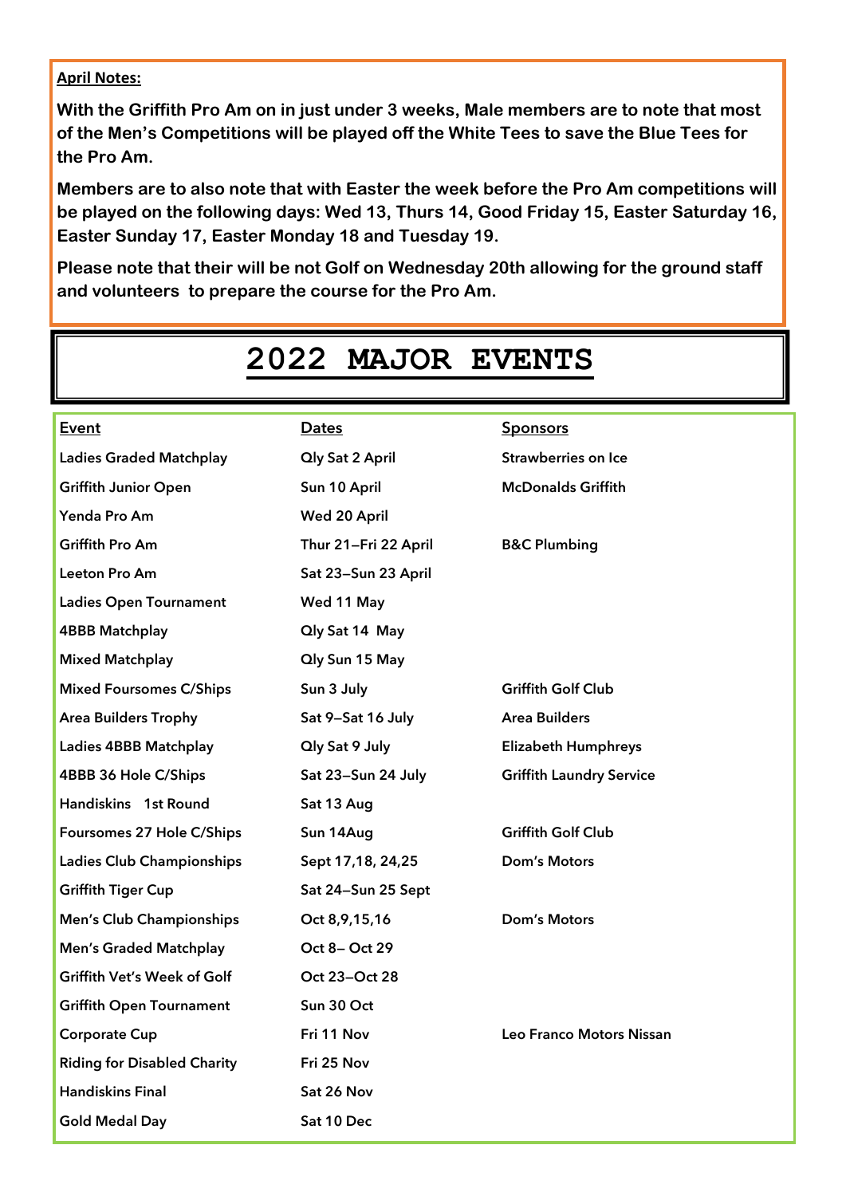**April Notes:**

**With the Griffith Pro Am on in just under 3 weeks, Male members are to note that most of the Men's Competitions will be played off the White Tees to save the Blue Tees for the Pro Am.**

**Members are to also note that with Easter the week before the Pro Am competitions will be played on the following days: Wed 13, Thurs 14, Good Friday 15, Easter Saturday 16, Easter Sunday 17, Easter Monday 18 and Tuesday 19.**

**Please note that their will be not Golf on Wednesday 20th allowing for the ground staff and volunteers to prepare the course for the Pro Am.**

# 2022 MAJOR EVENTS

| Event | Dates | Sponsors |
|---|---|---|
| Ladies Graded Matchplay | Qly Sat 2 April | Strawberries on Ice |
| Griffith Junior Open | Sun 10 April | McDonalds Griffith |
| Yenda Pro Am | Wed 20 April | |
| Griffith Pro Am | Thur 21—Fri 22 April | B&C Plumbing |
| Leeton Pro Am | Sat 23—Sun 23 April | |
| Ladies Open Tournament | Wed 11 May | |
| 4BBB Matchplay | Qly Sat 14 May | |
| Mixed Matchplay | Qly Sun 15 May | |
| Mixed Foursomes C/Ships | Sun 3 July | Griffith Golf Club |
| Area Builders Trophy | Sat 9—Sat 16 July | Area Builders |
| Ladies 4BBB Matchplay | Qly Sat 9 July | Elizabeth Humphreys |
| 4BBB 36 Hole C/Ships | Sat 23—Sun 24 July | Griffith Laundry Service |
| Handiskins 1st Round | Sat 13 Aug | |
| Foursomes 27 Hole C/Ships | Sun 14Aug | Griffith Golf Club |
| Ladies Club Championships | Sept 17,18, 24,25 | Dom's Motors |
| Griffith Tiger Cup | Sat 24—Sun 25 Sept | |
| Men's Club Championships | Oct 8,9,15,16 | Dom's Motors |
| Men's Graded Matchplay | Oct 8— Oct 29 | |
| Griffith Vet's Week of Golf | Oct 23—Oct 28 | |
| Griffith Open Tournament | Sun 30 Oct | |
| Corporate Cup | Fri 11 Nov | Leo Franco Motors Nissan |
| Riding for Disabled Charity | Fri 25 Nov | |
| Handiskins Final | Sat 26 Nov | |
| Gold Medal Day | Sat 10 Dec | |